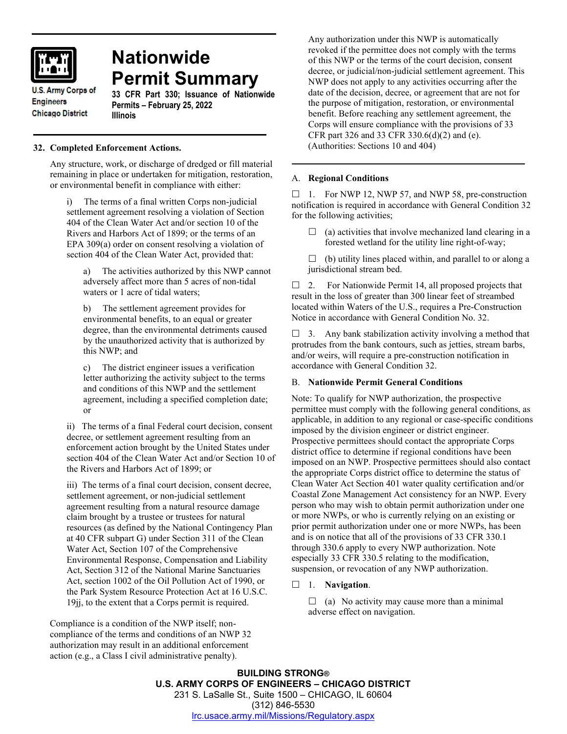# Nationwide Permit Summary

U.S. Army Corps of Engineers
Chicago District

**33 CFR Part 330; Issuance of Nationwide Permits – February 25, 2022**
**Illinois**

**32. Completed Enforcement Actions.**

Any structure, work, or discharge of dredged or fill material remaining in place or undertaken for mitigation, restoration, or environmental benefit in compliance with either:

i) The terms of a final written Corps non-judicial settlement agreement resolving a violation of Section 404 of the Clean Water Act and/or section 10 of the Rivers and Harbors Act of 1899; or the terms of an EPA 309(a) order on consent resolving a violation of section 404 of the Clean Water Act, provided that:

a) The activities authorized by this NWP cannot adversely affect more than 5 acres of non-tidal waters or 1 acre of tidal waters;

b) The settlement agreement provides for environmental benefits, to an equal or greater degree, than the environmental detriments caused by the unauthorized activity that is authorized by this NWP; and

c) The district engineer issues a verification letter authorizing the activity subject to the terms and conditions of this NWP and the settlement agreement, including a specified completion date; or

ii) The terms of a final Federal court decision, consent decree, or settlement agreement resulting from an enforcement action brought by the United States under section 404 of the Clean Water Act and/or Section 10 of the Rivers and Harbors Act of 1899; or

iii) The terms of a final court decision, consent decree, settlement agreement, or non-judicial settlement agreement resulting from a natural resource damage claim brought by a trustee or trustees for natural resources (as defined by the National Contingency Plan at 40 CFR subpart G) under Section 311 of the Clean Water Act, Section 107 of the Comprehensive Environmental Response, Compensation and Liability Act, Section 312 of the National Marine Sanctuaries Act, section 1002 of the Oil Pollution Act of 1990, or the Park System Resource Protection Act at 16 U.S.C. 19jj, to the extent that a Corps permit is required.

Compliance is a condition of the NWP itself; non-compliance of the terms and conditions of an NWP 32 authorization may result in an additional enforcement action (e.g., a Class I civil administrative penalty).

Any authorization under this NWP is automatically revoked if the permittee does not comply with the terms of this NWP or the terms of the court decision, consent decree, or judicial/non-judicial settlement agreement. This NWP does not apply to any activities occurring after the date of the decision, decree, or agreement that are not for the purpose of mitigation, restoration, or environmental benefit. Before reaching any settlement agreement, the Corps will ensure compliance with the provisions of 33 CFR part 326 and 33 CFR 330.6(d)(2) and (e). (Authorities: Sections 10 and 404)

## A. Regional Conditions

☐ 1. For NWP 12, NWP 57, and NWP 58, pre-construction notification is required in accordance with General Condition 32 for the following activities;

☐ (a) activities that involve mechanized land clearing in a forested wetland for the utility line right-of-way;

☐ (b) utility lines placed within, and parallel to or along a jurisdictional stream bed.

☐ 2. For Nationwide Permit 14, all proposed projects that result in the loss of greater than 300 linear feet of streambed located within Waters of the U.S., requires a Pre-Construction Notice in accordance with General Condition No. 32.

☐ 3. Any bank stabilization activity involving a method that protrudes from the bank contours, such as jetties, stream barbs, and/or weirs, will require a pre-construction notification in accordance with General Condition 32.

## B. Nationwide Permit General Conditions

Note: To qualify for NWP authorization, the prospective permittee must comply with the following general conditions, as applicable, in addition to any regional or case-specific conditions imposed by the division engineer or district engineer. Prospective permittees should contact the appropriate Corps district office to determine if regional conditions have been imposed on an NWP. Prospective permittees should also contact the appropriate Corps district office to determine the status of Clean Water Act Section 401 water quality certification and/or Coastal Zone Management Act consistency for an NWP. Every person who may wish to obtain permit authorization under one or more NWPs, or who is currently relying on an existing or prior permit authorization under one or more NWPs, has been and is on notice that all of the provisions of 33 CFR 330.1 through 330.6 apply to every NWP authorization. Note especially 33 CFR 330.5 relating to the modification, suspension, or revocation of any NWP authorization.

☐ 1. **Navigation**.

☐ (a) No activity may cause more than a minimal adverse effect on navigation.

**BUILDING STRONG®**
**U.S. ARMY CORPS OF ENGINEERS – CHICAGO DISTRICT**
231 S. LaSalle St., Suite 1500 – CHICAGO, IL 60604
(312) 846-5530
lrc.usace.army.mil/Missions/Regulatory.aspx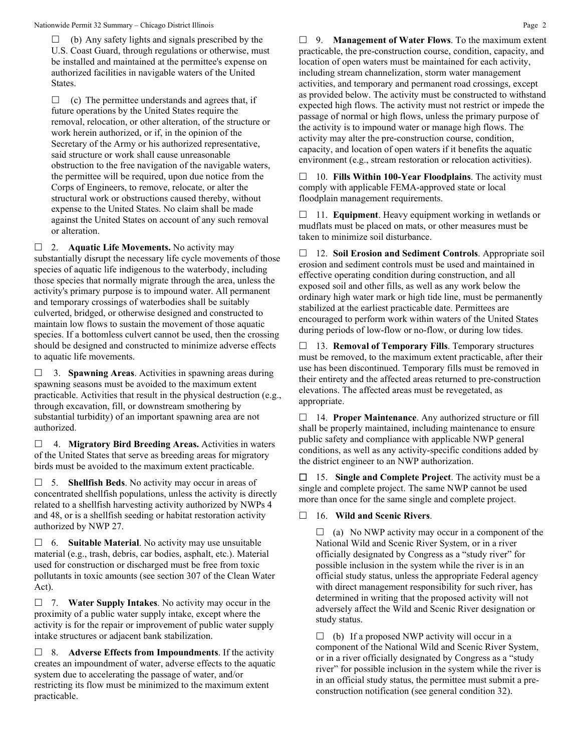☐ (b) Any safety lights and signals prescribed by the U.S. Coast Guard, through regulations or otherwise, must be installed and maintained at the permittee's expense on authorized facilities in navigable waters of the United States.

☐ (c) The permittee understands and agrees that, if future operations by the United States require the removal, relocation, or other alteration, of the structure or work herein authorized, or if, in the opinion of the Secretary of the Army or his authorized representative, said structure or work shall cause unreasonable obstruction to the free navigation of the navigable waters, the permittee will be required, upon due notice from the Corps of Engineers, to remove, relocate, or alter the structural work or obstructions caused thereby, without expense to the United States. No claim shall be made against the United States on account of any such removal or alteration.

☐ 2. **Aquatic Life Movements.** No activity may substantially disrupt the necessary life cycle movements of those species of aquatic life indigenous to the waterbody, including those species that normally migrate through the area, unless the activity's primary purpose is to impound water. All permanent and temporary crossings of waterbodies shall be suitably culverted, bridged, or otherwise designed and constructed to maintain low flows to sustain the movement of those aquatic species. If a bottomless culvert cannot be used, then the crossing should be designed and constructed to minimize adverse effects to aquatic life movements.

☐ 3. **Spawning Areas**. Activities in spawning areas during spawning seasons must be avoided to the maximum extent practicable. Activities that result in the physical destruction (e.g., through excavation, fill, or downstream smothering by substantial turbidity) of an important spawning area are not authorized.

☐ 4. **Migratory Bird Breeding Areas.** Activities in waters of the United States that serve as breeding areas for migratory birds must be avoided to the maximum extent practicable.

☐ 5. **Shellfish Beds**. No activity may occur in areas of concentrated shellfish populations, unless the activity is directly related to a shellfish harvesting activity authorized by NWPs 4 and 48, or is a shellfish seeding or habitat restoration activity authorized by NWP 27.

☐ 6. **Suitable Material**. No activity may use unsuitable material (e.g., trash, debris, car bodies, asphalt, etc.). Material used for construction or discharged must be free from toxic pollutants in toxic amounts (see section 307 of the Clean Water Act).

☐ 7. **Water Supply Intakes**. No activity may occur in the proximity of a public water supply intake, except where the activity is for the repair or improvement of public water supply intake structures or adjacent bank stabilization.

☐ 8. **Adverse Effects from Impoundments**. If the activity creates an impoundment of water, adverse effects to the aquatic system due to accelerating the passage of water, and/or restricting its flow must be minimized to the maximum extent practicable.

☐ 9. **Management of Water Flows**. To the maximum extent practicable, the pre-construction course, condition, capacity, and location of open waters must be maintained for each activity, including stream channelization, storm water management activities, and temporary and permanent road crossings, except as provided below. The activity must be constructed to withstand expected high flows. The activity must not restrict or impede the passage of normal or high flows, unless the primary purpose of the activity is to impound water or manage high flows. The activity may alter the pre-construction course, condition, capacity, and location of open waters if it benefits the aquatic environment (e.g., stream restoration or relocation activities).

☐ 10. **Fills Within 100-Year Floodplains**. The activity must comply with applicable FEMA-approved state or local floodplain management requirements.

☐ 11. **Equipment**. Heavy equipment working in wetlands or mudflats must be placed on mats, or other measures must be taken to minimize soil disturbance.

☐ 12. **Soil Erosion and Sediment Controls**. Appropriate soil erosion and sediment controls must be used and maintained in effective operating condition during construction, and all exposed soil and other fills, as well as any work below the ordinary high water mark or high tide line, must be permanently stabilized at the earliest practicable date. Permittees are encouraged to perform work within waters of the United States during periods of low-flow or no-flow, or during low tides.

☐ 13. **Removal of Temporary Fills**. Temporary structures must be removed, to the maximum extent practicable, after their use has been discontinued. Temporary fills must be removed in their entirety and the affected areas returned to pre-construction elevations. The affected areas must be revegetated, as appropriate.

☐ 14. **Proper Maintenance**. Any authorized structure or fill shall be properly maintained, including maintenance to ensure public safety and compliance with applicable NWP general conditions, as well as any activity-specific conditions added by the district engineer to an NWP authorization.

☐ 15. **Single and Complete Project**. The activity must be a single and complete project. The same NWP cannot be used more than once for the same single and complete project.

☐ 16. **Wild and Scenic Rivers**.

☐ (a) No NWP activity may occur in a component of the National Wild and Scenic River System, or in a river officially designated by Congress as a "study river" for possible inclusion in the system while the river is in an official study status, unless the appropriate Federal agency with direct management responsibility for such river, has determined in writing that the proposed activity will not adversely affect the Wild and Scenic River designation or study status.

☐ (b) If a proposed NWP activity will occur in a component of the National Wild and Scenic River System, or in a river officially designated by Congress as a "study river" for possible inclusion in the system while the river is in an official study status, the permittee must submit a pre-construction notification (see general condition 32).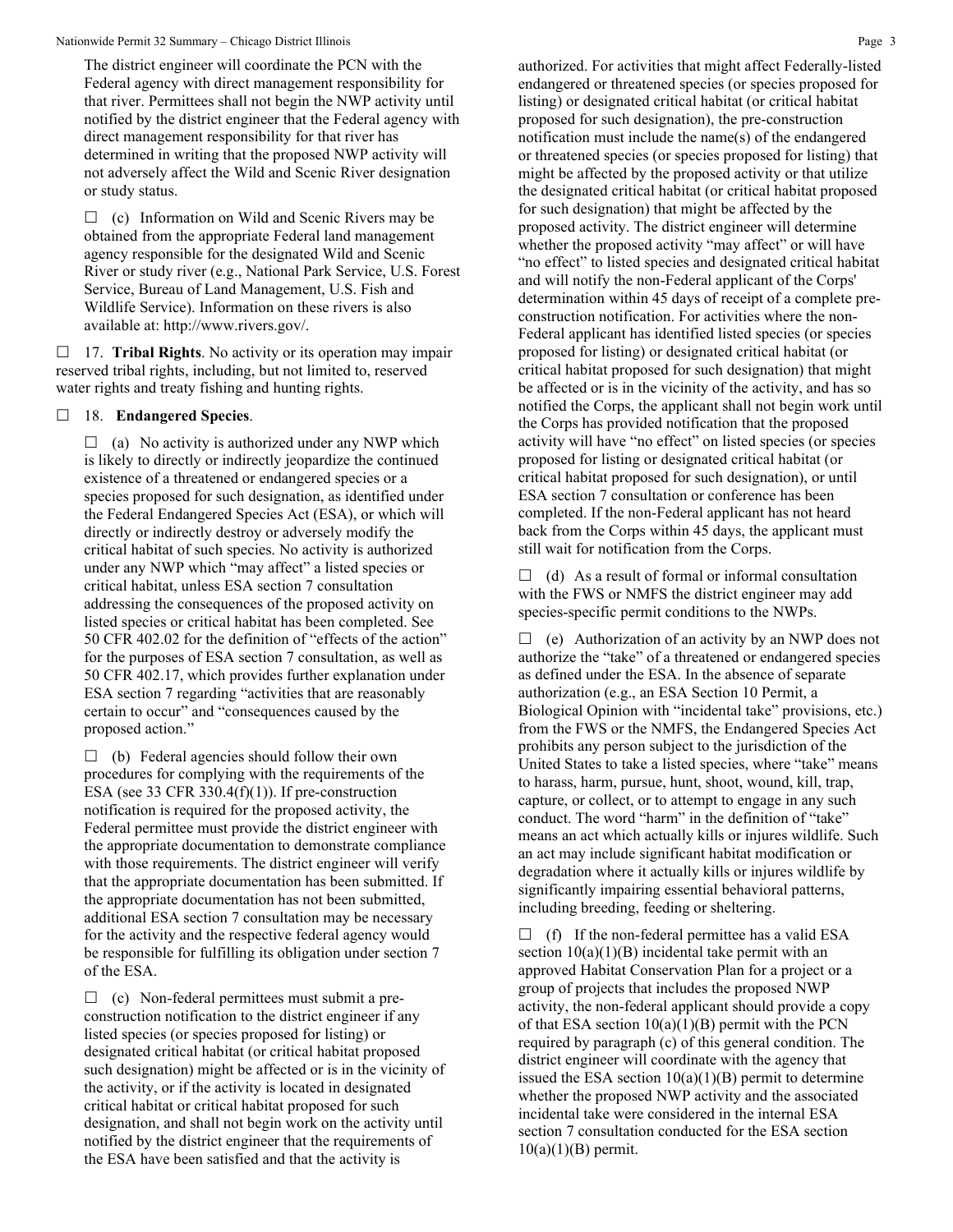The district engineer will coordinate the PCN with the Federal agency with direct management responsibility for that river. Permittees shall not begin the NWP activity until notified by the district engineer that the Federal agency with direct management responsibility for that river has determined in writing that the proposed NWP activity will not adversely affect the Wild and Scenic River designation or study status.

☐ (c) Information on Wild and Scenic Rivers may be obtained from the appropriate Federal land management agency responsible for the designated Wild and Scenic River or study river (e.g., National Park Service, U.S. Forest Service, Bureau of Land Management, U.S. Fish and Wildlife Service). Information on these rivers is also available at: http://www.rivers.gov/.

☐ 17. **Tribal Rights**. No activity or its operation may impair reserved tribal rights, including, but not limited to, reserved water rights and treaty fishing and hunting rights.

☐ 18. **Endangered Species**.

☐ (a) No activity is authorized under any NWP which is likely to directly or indirectly jeopardize the continued existence of a threatened or endangered species or a species proposed for such designation, as identified under the Federal Endangered Species Act (ESA), or which will directly or indirectly destroy or adversely modify the critical habitat of such species. No activity is authorized under any NWP which "may affect" a listed species or critical habitat, unless ESA section 7 consultation addressing the consequences of the proposed activity on listed species or critical habitat has been completed. See 50 CFR 402.02 for the definition of "effects of the action" for the purposes of ESA section 7 consultation, as well as 50 CFR 402.17, which provides further explanation under ESA section 7 regarding "activities that are reasonably certain to occur" and "consequences caused by the proposed action."

☐ (b) Federal agencies should follow their own procedures for complying with the requirements of the ESA (see 33 CFR 330.4(f)(1)). If pre-construction notification is required for the proposed activity, the Federal permittee must provide the district engineer with the appropriate documentation to demonstrate compliance with those requirements. The district engineer will verify that the appropriate documentation has been submitted. If the appropriate documentation has not been submitted, additional ESA section 7 consultation may be necessary for the activity and the respective federal agency would be responsible for fulfilling its obligation under section 7 of the ESA.

☐ (c) Non-federal permittees must submit a pre-construction notification to the district engineer if any listed species (or species proposed for listing) or designated critical habitat (or critical habitat proposed such designation) might be affected or is in the vicinity of the activity, or if the activity is located in designated critical habitat or critical habitat proposed for such designation, and shall not begin work on the activity until notified by the district engineer that the requirements of the ESA have been satisfied and that the activity is authorized. For activities that might affect Federally-listed endangered or threatened species (or species proposed for listing) or designated critical habitat (or critical habitat proposed for such designation), the pre-construction notification must include the name(s) of the endangered or threatened species (or species proposed for listing) that might be affected by the proposed activity or that utilize the designated critical habitat (or critical habitat proposed for such designation) that might be affected by the proposed activity. The district engineer will determine whether the proposed activity "may affect" or will have "no effect" to listed species and designated critical habitat and will notify the non-Federal applicant of the Corps' determination within 45 days of receipt of a complete pre-construction notification. For activities where the non-Federal applicant has identified listed species (or species proposed for listing) or designated critical habitat (or critical habitat proposed for such designation) that might be affected or is in the vicinity of the activity, and has so notified the Corps, the applicant shall not begin work until the Corps has provided notification that the proposed activity will have "no effect" on listed species (or species proposed for listing or designated critical habitat (or critical habitat proposed for such designation), or until ESA section 7 consultation or conference has been completed. If the non-Federal applicant has not heard back from the Corps within 45 days, the applicant must still wait for notification from the Corps.

☐ (d) As a result of formal or informal consultation with the FWS or NMFS the district engineer may add species-specific permit conditions to the NWPs.

☐ (e) Authorization of an activity by an NWP does not authorize the "take" of a threatened or endangered species as defined under the ESA. In the absence of separate authorization (e.g., an ESA Section 10 Permit, a Biological Opinion with "incidental take" provisions, etc.) from the FWS or the NMFS, the Endangered Species Act prohibits any person subject to the jurisdiction of the United States to take a listed species, where "take" means to harass, harm, pursue, hunt, shoot, wound, kill, trap, capture, or collect, or to attempt to engage in any such conduct. The word "harm" in the definition of "take" means an act which actually kills or injures wildlife. Such an act may include significant habitat modification or degradation where it actually kills or injures wildlife by significantly impairing essential behavioral patterns, including breeding, feeding or sheltering.

☐ (f) If the non-federal permittee has a valid ESA section 10(a)(1)(B) incidental take permit with an approved Habitat Conservation Plan for a project or a group of projects that includes the proposed NWP activity, the non-federal applicant should provide a copy of that ESA section 10(a)(1)(B) permit with the PCN required by paragraph (c) of this general condition. The district engineer will coordinate with the agency that issued the ESA section 10(a)(1)(B) permit to determine whether the proposed NWP activity and the associated incidental take were considered in the internal ESA section 7 consultation conducted for the ESA section 10(a)(1)(B) permit.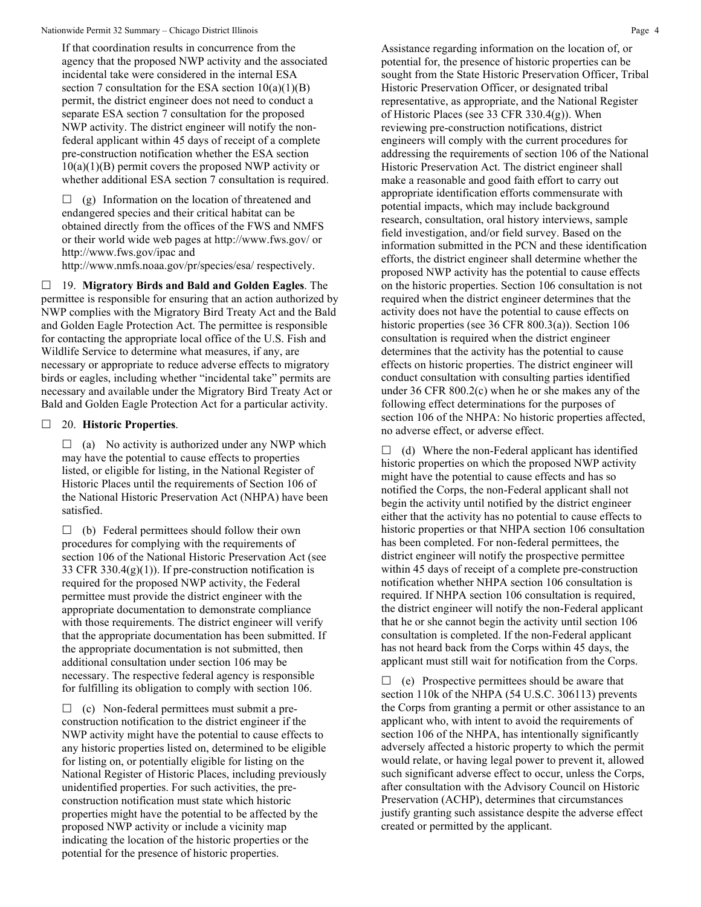If that coordination results in concurrence from the agency that the proposed NWP activity and the associated incidental take were considered in the internal ESA section 7 consultation for the ESA section 10(a)(1)(B) permit, the district engineer does not need to conduct a separate ESA section 7 consultation for the proposed NWP activity. The district engineer will notify the non-federal applicant within 45 days of receipt of a complete pre-construction notification whether the ESA section 10(a)(1)(B) permit covers the proposed NWP activity or whether additional ESA section 7 consultation is required.

☐ (g) Information on the location of threatened and endangered species and their critical habitat can be obtained directly from the offices of the FWS and NMFS or their world wide web pages at http://www.fws.gov/ or http://www.fws.gov/ipac and http://www.nmfs.noaa.gov/pr/species/esa/ respectively.

☐ 19. **Migratory Birds and Bald and Golden Eagles**. The permittee is responsible for ensuring that an action authorized by NWP complies with the Migratory Bird Treaty Act and the Bald and Golden Eagle Protection Act. The permittee is responsible for contacting the appropriate local office of the U.S. Fish and Wildlife Service to determine what measures, if any, are necessary or appropriate to reduce adverse effects to migratory birds or eagles, including whether "incidental take" permits are necessary and available under the Migratory Bird Treaty Act or Bald and Golden Eagle Protection Act for a particular activity.

☐ 20. **Historic Properties**.

☐ (a) No activity is authorized under any NWP which may have the potential to cause effects to properties listed, or eligible for listing, in the National Register of Historic Places until the requirements of Section 106 of the National Historic Preservation Act (NHPA) have been satisfied.

☐ (b) Federal permittees should follow their own procedures for complying with the requirements of section 106 of the National Historic Preservation Act (see 33 CFR 330.4(g)(1)). If pre-construction notification is required for the proposed NWP activity, the Federal permittee must provide the district engineer with the appropriate documentation to demonstrate compliance with those requirements. The district engineer will verify that the appropriate documentation has been submitted. If the appropriate documentation is not submitted, then additional consultation under section 106 may be necessary. The respective federal agency is responsible for fulfilling its obligation to comply with section 106.

☐ (c) Non-federal permittees must submit a pre-construction notification to the district engineer if the NWP activity might have the potential to cause effects to any historic properties listed on, determined to be eligible for listing on, or potentially eligible for listing on the National Register of Historic Places, including previously unidentified properties. For such activities, the pre-construction notification must state which historic properties might have the potential to be affected by the proposed NWP activity or include a vicinity map indicating the location of the historic properties or the potential for the presence of historic properties. Assistance regarding information on the location of, or potential for, the presence of historic properties can be sought from the State Historic Preservation Officer, Tribal Historic Preservation Officer, or designated tribal representative, as appropriate, and the National Register of Historic Places (see 33 CFR 330.4(g)). When reviewing pre-construction notifications, district engineers will comply with the current procedures for addressing the requirements of section 106 of the National Historic Preservation Act. The district engineer shall make a reasonable and good faith effort to carry out appropriate identification efforts commensurate with potential impacts, which may include background research, consultation, oral history interviews, sample field investigation, and/or field survey. Based on the information submitted in the PCN and these identification efforts, the district engineer shall determine whether the proposed NWP activity has the potential to cause effects on the historic properties. Section 106 consultation is not required when the district engineer determines that the activity does not have the potential to cause effects on historic properties (see 36 CFR 800.3(a)). Section 106 consultation is required when the district engineer determines that the activity has the potential to cause effects on historic properties. The district engineer will conduct consultation with consulting parties identified under 36 CFR 800.2(c) when he or she makes any of the following effect determinations for the purposes of section 106 of the NHPA: No historic properties affected, no adverse effect, or adverse effect.

☐ (d) Where the non-Federal applicant has identified historic properties on which the proposed NWP activity might have the potential to cause effects and has so notified the Corps, the non-Federal applicant shall not begin the activity until notified by the district engineer either that the activity has no potential to cause effects to historic properties or that NHPA section 106 consultation has been completed. For non-federal permittees, the district engineer will notify the prospective permittee within 45 days of receipt of a complete pre-construction notification whether NHPA section 106 consultation is required. If NHPA section 106 consultation is required, the district engineer will notify the non-Federal applicant that he or she cannot begin the activity until section 106 consultation is completed. If the non-Federal applicant has not heard back from the Corps within 45 days, the applicant must still wait for notification from the Corps.

☐ (e) Prospective permittees should be aware that section 110k of the NHPA (54 U.S.C. 306113) prevents the Corps from granting a permit or other assistance to an applicant who, with intent to avoid the requirements of section 106 of the NHPA, has intentionally significantly adversely affected a historic property to which the permit would relate, or having legal power to prevent it, allowed such significant adverse effect to occur, unless the Corps, after consultation with the Advisory Council on Historic Preservation (ACHP), determines that circumstances justify granting such assistance despite the adverse effect created or permitted by the applicant.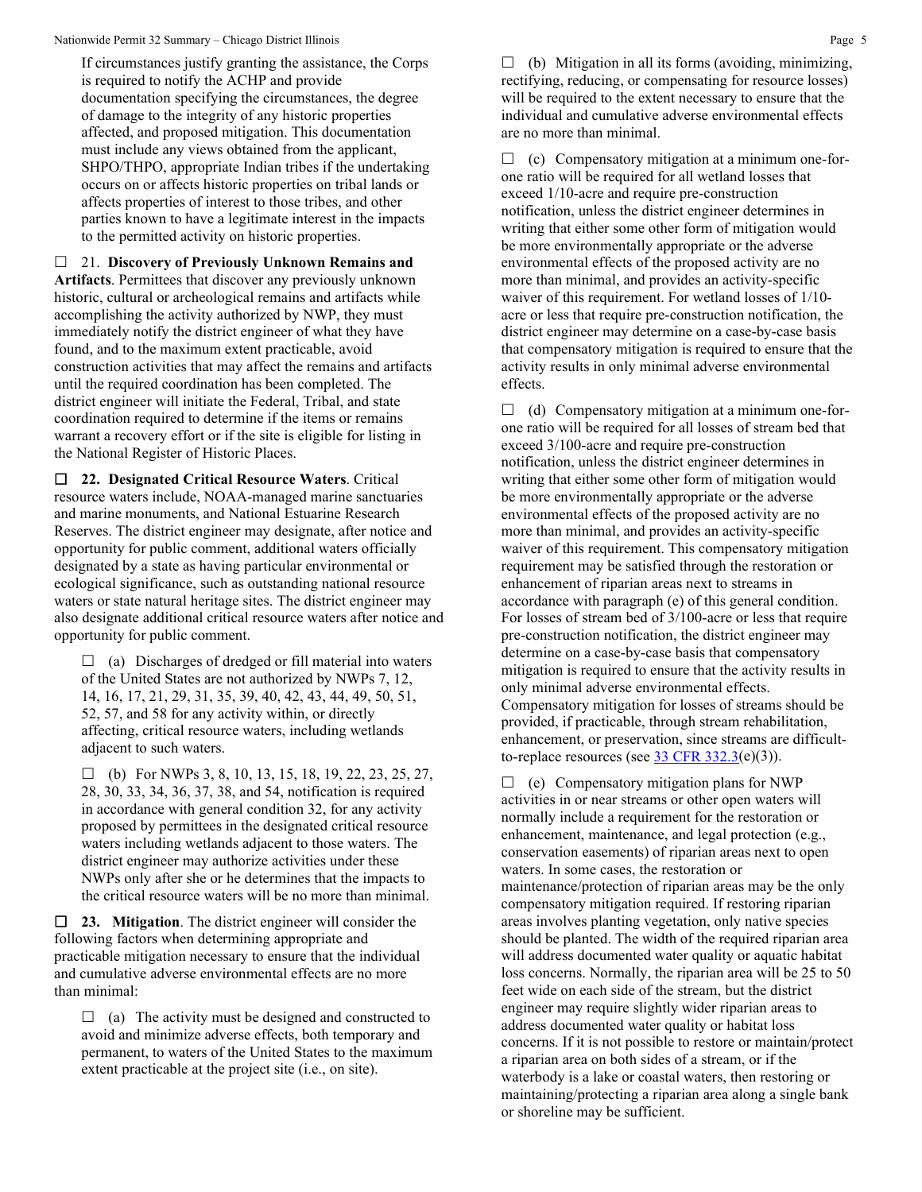If circumstances justify granting the assistance, the Corps is required to notify the ACHP and provide documentation specifying the circumstances, the degree of damage to the integrity of any historic properties affected, and proposed mitigation. This documentation must include any views obtained from the applicant, SHPO/THPO, appropriate Indian tribes if the undertaking occurs on or affects historic properties on tribal lands or affects properties of interest to those tribes, and other parties known to have a legitimate interest in the impacts to the permitted activity on historic properties.

☐ 21. **Discovery of Previously Unknown Remains and Artifacts**. Permittees that discover any previously unknown historic, cultural or archeological remains and artifacts while accomplishing the activity authorized by NWP, they must immediately notify the district engineer of what they have found, and to the maximum extent practicable, avoid construction activities that may affect the remains and artifacts until the required coordination has been completed. The district engineer will initiate the Federal, Tribal, and state coordination required to determine if the items or remains warrant a recovery effort or if the site is eligible for listing in the National Register of Historic Places.

☐ **22. Designated Critical Resource Waters**. Critical resource waters include, NOAA-managed marine sanctuaries and marine monuments, and National Estuarine Research Reserves. The district engineer may designate, after notice and opportunity for public comment, additional waters officially designated by a state as having particular environmental or ecological significance, such as outstanding national resource waters or state natural heritage sites. The district engineer may also designate additional critical resource waters after notice and opportunity for public comment.

☐ (a) Discharges of dredged or fill material into waters of the United States are not authorized by NWPs 7, 12, 14, 16, 17, 21, 29, 31, 35, 39, 40, 42, 43, 44, 49, 50, 51, 52, 57, and 58 for any activity within, or directly affecting, critical resource waters, including wetlands adjacent to such waters.

☐ (b) For NWPs 3, 8, 10, 13, 15, 18, 19, 22, 23, 25, 27, 28, 30, 33, 34, 36, 37, 38, and 54, notification is required in accordance with general condition 32, for any activity proposed by permittees in the designated critical resource waters including wetlands adjacent to those waters. The district engineer may authorize activities under these NWPs only after she or he determines that the impacts to the critical resource waters will be no more than minimal.

☐ **23. Mitigation**. The district engineer will consider the following factors when determining appropriate and practicable mitigation necessary to ensure that the individual and cumulative adverse environmental effects are no more than minimal:

☐ (a) The activity must be designed and constructed to avoid and minimize adverse effects, both temporary and permanent, to waters of the United States to the maximum extent practicable at the project site (i.e., on site).

☐ (b) Mitigation in all its forms (avoiding, minimizing, rectifying, reducing, or compensating for resource losses) will be required to the extent necessary to ensure that the individual and cumulative adverse environmental effects are no more than minimal.

☐ (c) Compensatory mitigation at a minimum one-for-one ratio will be required for all wetland losses that exceed 1/10-acre and require pre-construction notification, unless the district engineer determines in writing that either some other form of mitigation would be more environmentally appropriate or the adverse environmental effects of the proposed activity are no more than minimal, and provides an activity-specific waiver of this requirement. For wetland losses of 1/10-acre or less that require pre-construction notification, the district engineer may determine on a case-by-case basis that compensatory mitigation is required to ensure that the activity results in only minimal adverse environmental effects.

☐ (d) Compensatory mitigation at a minimum one-for-one ratio will be required for all losses of stream bed that exceed 3/100-acre and require pre-construction notification, unless the district engineer determines in writing that either some other form of mitigation would be more environmentally appropriate or the adverse environmental effects of the proposed activity are no more than minimal, and provides an activity-specific waiver of this requirement. This compensatory mitigation requirement may be satisfied through the restoration or enhancement of riparian areas next to streams in accordance with paragraph (e) of this general condition. For losses of stream bed of 3/100-acre or less that require pre-construction notification, the district engineer may determine on a case-by-case basis that compensatory mitigation is required to ensure that the activity results in only minimal adverse environmental effects. Compensatory mitigation for losses of streams should be provided, if practicable, through stream rehabilitation, enhancement, or preservation, since streams are difficult-to-replace resources (see 33 CFR 332.3(e)(3)).

☐ (e) Compensatory mitigation plans for NWP activities in or near streams or other open waters will normally include a requirement for the restoration or enhancement, maintenance, and legal protection (e.g., conservation easements) of riparian areas next to open waters. In some cases, the restoration or maintenance/protection of riparian areas may be the only compensatory mitigation required. If restoring riparian areas involves planting vegetation, only native species should be planted. The width of the required riparian area will address documented water quality or aquatic habitat loss concerns. Normally, the riparian area will be 25 to 50 feet wide on each side of the stream, but the district engineer may require slightly wider riparian areas to address documented water quality or habitat loss concerns. If it is not possible to restore or maintain/protect a riparian area on both sides of a stream, or if the waterbody is a lake or coastal waters, then restoring or maintaining/protecting a riparian area along a single bank or shoreline may be sufficient.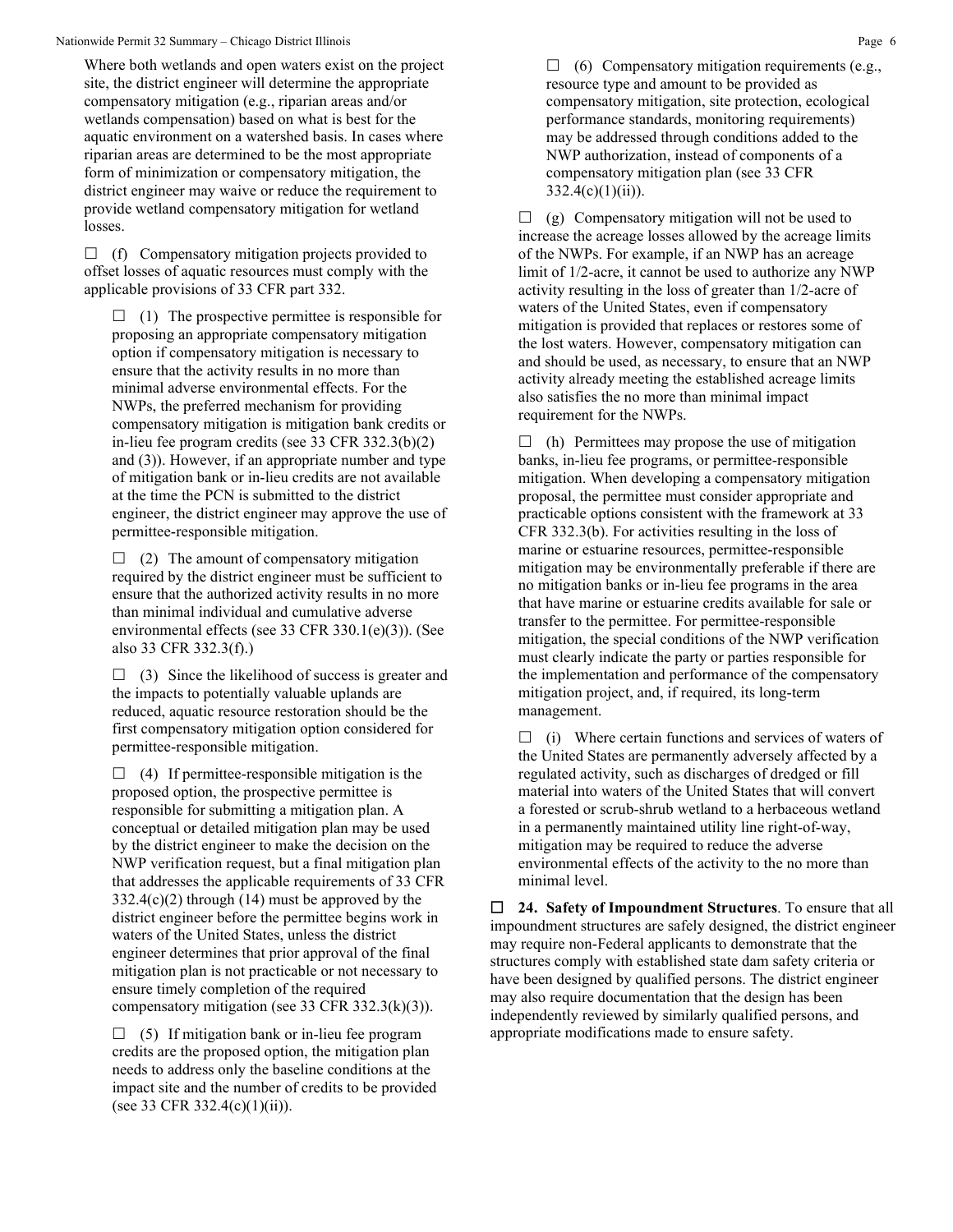Where both wetlands and open waters exist on the project site, the district engineer will determine the appropriate compensatory mitigation (e.g., riparian areas and/or wetlands compensation) based on what is best for the aquatic environment on a watershed basis. In cases where riparian areas are determined to be the most appropriate form of minimization or compensatory mitigation, the district engineer may waive or reduce the requirement to provide wetland compensatory mitigation for wetland losses.

☐ (f) Compensatory mitigation projects provided to offset losses of aquatic resources must comply with the applicable provisions of 33 CFR part 332.

☐ (1) The prospective permittee is responsible for proposing an appropriate compensatory mitigation option if compensatory mitigation is necessary to ensure that the activity results in no more than minimal adverse environmental effects. For the NWPs, the preferred mechanism for providing compensatory mitigation is mitigation bank credits or in-lieu fee program credits (see 33 CFR 332.3(b)(2) and (3)). However, if an appropriate number and type of mitigation bank or in-lieu credits are not available at the time the PCN is submitted to the district engineer, the district engineer may approve the use of permittee-responsible mitigation.

☐ (2) The amount of compensatory mitigation required by the district engineer must be sufficient to ensure that the authorized activity results in no more than minimal individual and cumulative adverse environmental effects (see 33 CFR 330.1(e)(3)). (See also 33 CFR 332.3(f).)

☐ (3) Since the likelihood of success is greater and the impacts to potentially valuable uplands are reduced, aquatic resource restoration should be the first compensatory mitigation option considered for permittee-responsible mitigation.

☐ (4) If permittee-responsible mitigation is the proposed option, the prospective permittee is responsible for submitting a mitigation plan. A conceptual or detailed mitigation plan may be used by the district engineer to make the decision on the NWP verification request, but a final mitigation plan that addresses the applicable requirements of 33 CFR 332.4(c)(2) through (14) must be approved by the district engineer before the permittee begins work in waters of the United States, unless the district engineer determines that prior approval of the final mitigation plan is not practicable or not necessary to ensure timely completion of the required compensatory mitigation (see 33 CFR 332.3(k)(3)).

☐ (5) If mitigation bank or in-lieu fee program credits are the proposed option, the mitigation plan needs to address only the baseline conditions at the impact site and the number of credits to be provided (see 33 CFR 332.4(c)(1)(ii)).

☐ (6) Compensatory mitigation requirements (e.g., resource type and amount to be provided as compensatory mitigation, site protection, ecological performance standards, monitoring requirements) may be addressed through conditions added to the NWP authorization, instead of components of a compensatory mitigation plan (see 33 CFR 332.4(c)(1)(ii)).

☐ (g) Compensatory mitigation will not be used to increase the acreage losses allowed by the acreage limits of the NWPs. For example, if an NWP has an acreage limit of 1/2-acre, it cannot be used to authorize any NWP activity resulting in the loss of greater than 1/2-acre of waters of the United States, even if compensatory mitigation is provided that replaces or restores some of the lost waters. However, compensatory mitigation can and should be used, as necessary, to ensure that an NWP activity already meeting the established acreage limits also satisfies the no more than minimal impact requirement for the NWPs.

☐ (h) Permittees may propose the use of mitigation banks, in-lieu fee programs, or permittee-responsible mitigation. When developing a compensatory mitigation proposal, the permittee must consider appropriate and practicable options consistent with the framework at 33 CFR 332.3(b). For activities resulting in the loss of marine or estuarine resources, permittee-responsible mitigation may be environmentally preferable if there are no mitigation banks or in-lieu fee programs in the area that have marine or estuarine credits available for sale or transfer to the permittee. For permittee-responsible mitigation, the special conditions of the NWP verification must clearly indicate the party or parties responsible for the implementation and performance of the compensatory mitigation project, and, if required, its long-term management.

☐ (i) Where certain functions and services of waters of the United States are permanently adversely affected by a regulated activity, such as discharges of dredged or fill material into waters of the United States that will convert a forested or scrub-shrub wetland to a herbaceous wetland in a permanently maintained utility line right-of-way, mitigation may be required to reduce the adverse environmental effects of the activity to the no more than minimal level.

☐ **24. Safety of Impoundment Structures**. To ensure that all impoundment structures are safely designed, the district engineer may require non-Federal applicants to demonstrate that the structures comply with established state dam safety criteria or have been designed by qualified persons. The district engineer may also require documentation that the design has been independently reviewed by similarly qualified persons, and appropriate modifications made to ensure safety.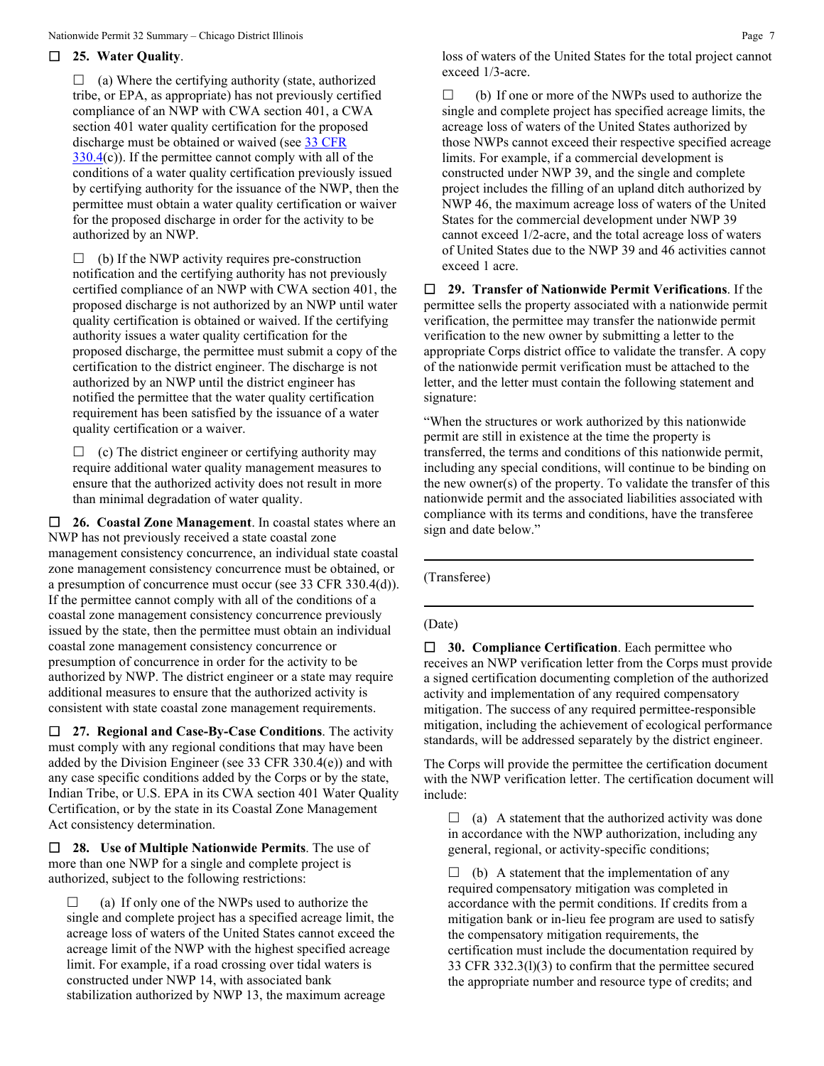☐ **25. Water Quality**.

☐ (a) Where the certifying authority (state, authorized tribe, or EPA, as appropriate) has not previously certified compliance of an NWP with CWA section 401, a CWA section 401 water quality certification for the proposed discharge must be obtained or waived (see 33 CFR 330.4(c)). If the permittee cannot comply with all of the conditions of a water quality certification previously issued by certifying authority for the issuance of the NWP, then the permittee must obtain a water quality certification or waiver for the proposed discharge in order for the activity to be authorized by an NWP.

☐ (b) If the NWP activity requires pre-construction notification and the certifying authority has not previously certified compliance of an NWP with CWA section 401, the proposed discharge is not authorized by an NWP until water quality certification is obtained or waived. If the certifying authority issues a water quality certification for the proposed discharge, the permittee must submit a copy of the certification to the district engineer. The discharge is not authorized by an NWP until the district engineer has notified the permittee that the water quality certification requirement has been satisfied by the issuance of a water quality certification or a waiver.

☐ (c) The district engineer or certifying authority may require additional water quality management measures to ensure that the authorized activity does not result in more than minimal degradation of water quality.

☐ **26. Coastal Zone Management**. In coastal states where an NWP has not previously received a state coastal zone management consistency concurrence, an individual state coastal zone management consistency concurrence must be obtained, or a presumption of concurrence must occur (see 33 CFR 330.4(d)). If the permittee cannot comply with all of the conditions of a coastal zone management consistency concurrence previously issued by the state, then the permittee must obtain an individual coastal zone management consistency concurrence or presumption of concurrence in order for the activity to be authorized by NWP. The district engineer or a state may require additional measures to ensure that the authorized activity is consistent with state coastal zone management requirements.

☐ **27. Regional and Case-By-Case Conditions**. The activity must comply with any regional conditions that may have been added by the Division Engineer (see 33 CFR 330.4(e)) and with any case specific conditions added by the Corps or by the state, Indian Tribe, or U.S. EPA in its CWA section 401 Water Quality Certification, or by the state in its Coastal Zone Management Act consistency determination.

☐ **28. Use of Multiple Nationwide Permits**. The use of more than one NWP for a single and complete project is authorized, subject to the following restrictions:

☐ (a) If only one of the NWPs used to authorize the single and complete project has a specified acreage limit, the acreage loss of waters of the United States cannot exceed the acreage limit of the NWP with the highest specified acreage limit. For example, if a road crossing over tidal waters is constructed under NWP 14, with associated bank stabilization authorized by NWP 13, the maximum acreage loss of waters of the United States for the total project cannot exceed 1/3-acre.

☐ (b) If one or more of the NWPs used to authorize the single and complete project has specified acreage limits, the acreage loss of waters of the United States authorized by those NWPs cannot exceed their respective specified acreage limits. For example, if a commercial development is constructed under NWP 39, and the single and complete project includes the filling of an upland ditch authorized by NWP 46, the maximum acreage loss of waters of the United States for the commercial development under NWP 39 cannot exceed 1/2-acre, and the total acreage loss of waters of United States due to the NWP 39 and 46 activities cannot exceed 1 acre.

☐ **29. Transfer of Nationwide Permit Verifications**. If the permittee sells the property associated with a nationwide permit verification, the permittee may transfer the nationwide permit verification to the new owner by submitting a letter to the appropriate Corps district office to validate the transfer. A copy of the nationwide permit verification must be attached to the letter, and the letter must contain the following statement and signature:

"When the structures or work authorized by this nationwide permit are still in existence at the time the property is transferred, the terms and conditions of this nationwide permit, including any special conditions, will continue to be binding on the new owner(s) of the property. To validate the transfer of this nationwide permit and the associated liabilities associated with compliance with its terms and conditions, have the transferee sign and date below."

\_\_\_\_\_\_\_\_\_\_\_\_\_\_\_\_\_\_\_\_\_\_\_\_\_\_\_\_\_\_\_\_\_\_\_\_\_\_\_\_

(Transferee)

\_\_\_\_\_\_\_\_\_\_\_\_\_\_\_\_\_\_\_\_\_\_\_\_\_\_\_\_\_\_\_\_\_\_\_\_\_\_\_\_

(Date)

☐ **30. Compliance Certification**. Each permittee who receives an NWP verification letter from the Corps must provide a signed certification documenting completion of the authorized activity and implementation of any required compensatory mitigation. The success of any required permittee-responsible mitigation, including the achievement of ecological performance standards, will be addressed separately by the district engineer.

The Corps will provide the permittee the certification document with the NWP verification letter. The certification document will include:

☐ (a) A statement that the authorized activity was done in accordance with the NWP authorization, including any general, regional, or activity-specific conditions;

☐ (b) A statement that the implementation of any required compensatory mitigation was completed in accordance with the permit conditions. If credits from a mitigation bank or in-lieu fee program are used to satisfy the compensatory mitigation requirements, the certification must include the documentation required by 33 CFR 332.3(l)(3) to confirm that the permittee secured the appropriate number and resource type of credits; and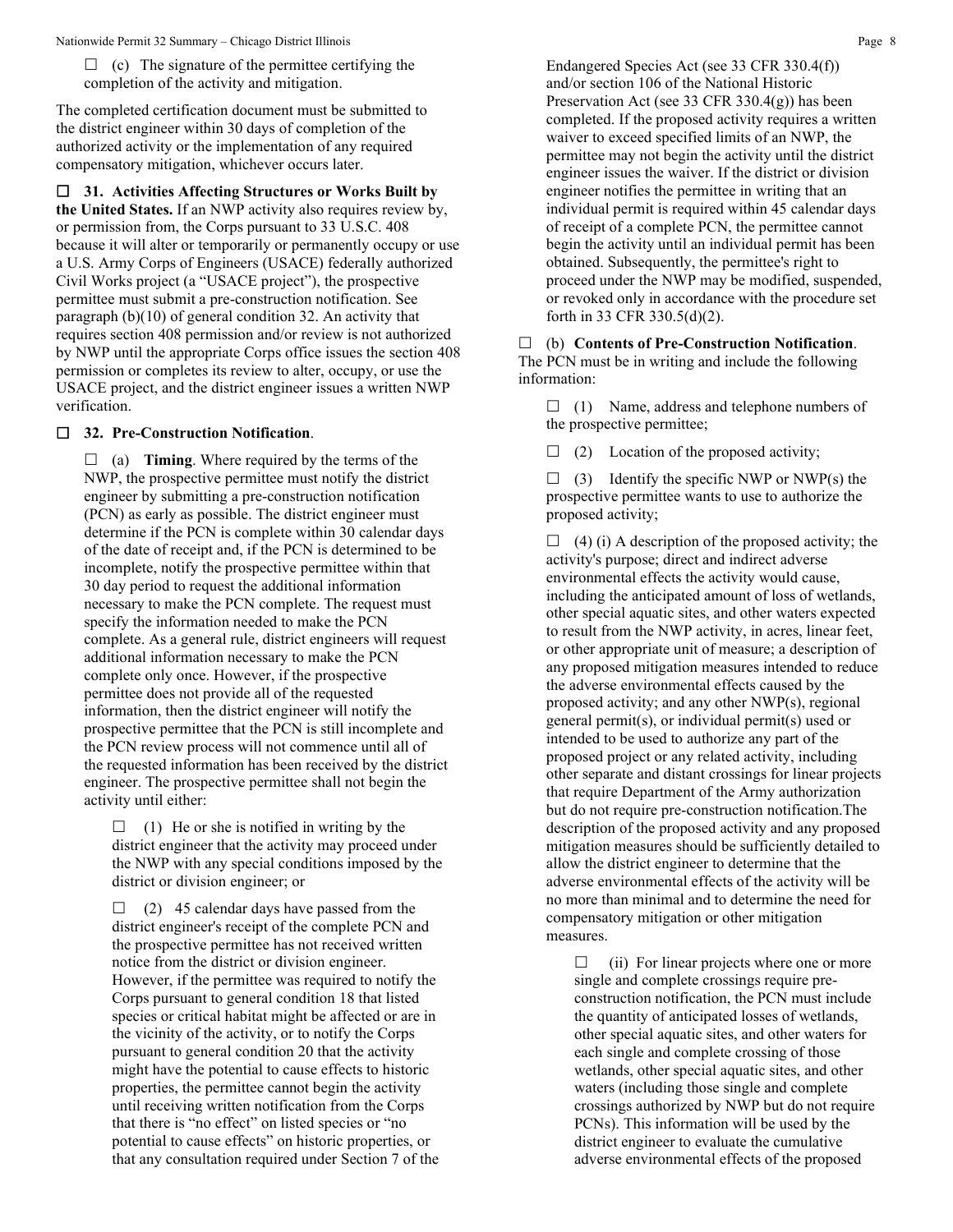☐ (c) The signature of the permittee certifying the completion of the activity and mitigation.

The completed certification document must be submitted to the district engineer within 30 days of completion of the authorized activity or the implementation of any required compensatory mitigation, whichever occurs later.

☐ **31. Activities Affecting Structures or Works Built by the United States.** If an NWP activity also requires review by, or permission from, the Corps pursuant to 33 U.S.C. 408 because it will alter or temporarily or permanently occupy or use a U.S. Army Corps of Engineers (USACE) federally authorized Civil Works project (a "USACE project"), the prospective permittee must submit a pre-construction notification. See paragraph (b)(10) of general condition 32. An activity that requires section 408 permission and/or review is not authorized by NWP until the appropriate Corps office issues the section 408 permission or completes its review to alter, occupy, or use the USACE project, and the district engineer issues a written NWP verification.

☐ **32. Pre-Construction Notification**.

☐ (a) **Timing**. Where required by the terms of the NWP, the prospective permittee must notify the district engineer by submitting a pre-construction notification (PCN) as early as possible. The district engineer must determine if the PCN is complete within 30 calendar days of the date of receipt and, if the PCN is determined to be incomplete, notify the prospective permittee within that 30 day period to request the additional information necessary to make the PCN complete. The request must specify the information needed to make the PCN complete. As a general rule, district engineers will request additional information necessary to make the PCN complete only once. However, if the prospective permittee does not provide all of the requested information, then the district engineer will notify the prospective permittee that the PCN is still incomplete and the PCN review process will not commence until all of the requested information has been received by the district engineer. The prospective permittee shall not begin the activity until either:

☐ (1) He or she is notified in writing by the district engineer that the activity may proceed under the NWP with any special conditions imposed by the district or division engineer; or

☐ (2) 45 calendar days have passed from the district engineer's receipt of the complete PCN and the prospective permittee has not received written notice from the district or division engineer. However, if the permittee was required to notify the Corps pursuant to general condition 18 that listed species or critical habitat might be affected or are in the vicinity of the activity, or to notify the Corps pursuant to general condition 20 that the activity might have the potential to cause effects to historic properties, the permittee cannot begin the activity until receiving written notification from the Corps that there is "no effect" on listed species or "no potential to cause effects" on historic properties, or that any consultation required under Section 7 of the Endangered Species Act (see 33 CFR 330.4(f)) and/or section 106 of the National Historic Preservation Act (see 33 CFR 330.4(g)) has been completed. If the proposed activity requires a written waiver to exceed specified limits of an NWP, the permittee may not begin the activity until the district engineer issues the waiver. If the district or division engineer notifies the permittee in writing that an individual permit is required within 45 calendar days of receipt of a complete PCN, the permittee cannot begin the activity until an individual permit has been obtained. Subsequently, the permittee's right to proceed under the NWP may be modified, suspended, or revoked only in accordance with the procedure set forth in 33 CFR 330.5(d)(2).

☐ (b) **Contents of Pre-Construction Notification**. The PCN must be in writing and include the following information:

☐ (1) Name, address and telephone numbers of the prospective permittee;

☐ (2) Location of the proposed activity;

☐ (3) Identify the specific NWP or NWP(s) the prospective permittee wants to use to authorize the proposed activity;

☐ (4) (i) A description of the proposed activity; the activity's purpose; direct and indirect adverse environmental effects the activity would cause, including the anticipated amount of loss of wetlands, other special aquatic sites, and other waters expected to result from the NWP activity, in acres, linear feet, or other appropriate unit of measure; a description of any proposed mitigation measures intended to reduce the adverse environmental effects caused by the proposed activity; and any other NWP(s), regional general permit(s), or individual permit(s) used or intended to be used to authorize any part of the proposed project or any related activity, including other separate and distant crossings for linear projects that require Department of the Army authorization but do not require pre-construction notification.The description of the proposed activity and any proposed mitigation measures should be sufficiently detailed to allow the district engineer to determine that the adverse environmental effects of the activity will be no more than minimal and to determine the need for compensatory mitigation or other mitigation measures.

☐ (ii) For linear projects where one or more single and complete crossings require pre-construction notification, the PCN must include the quantity of anticipated losses of wetlands, other special aquatic sites, and other waters for each single and complete crossing of those wetlands, other special aquatic sites, and other waters (including those single and complete crossings authorized by NWP but do not require PCNs). This information will be used by the district engineer to evaluate the cumulative adverse environmental effects of the proposed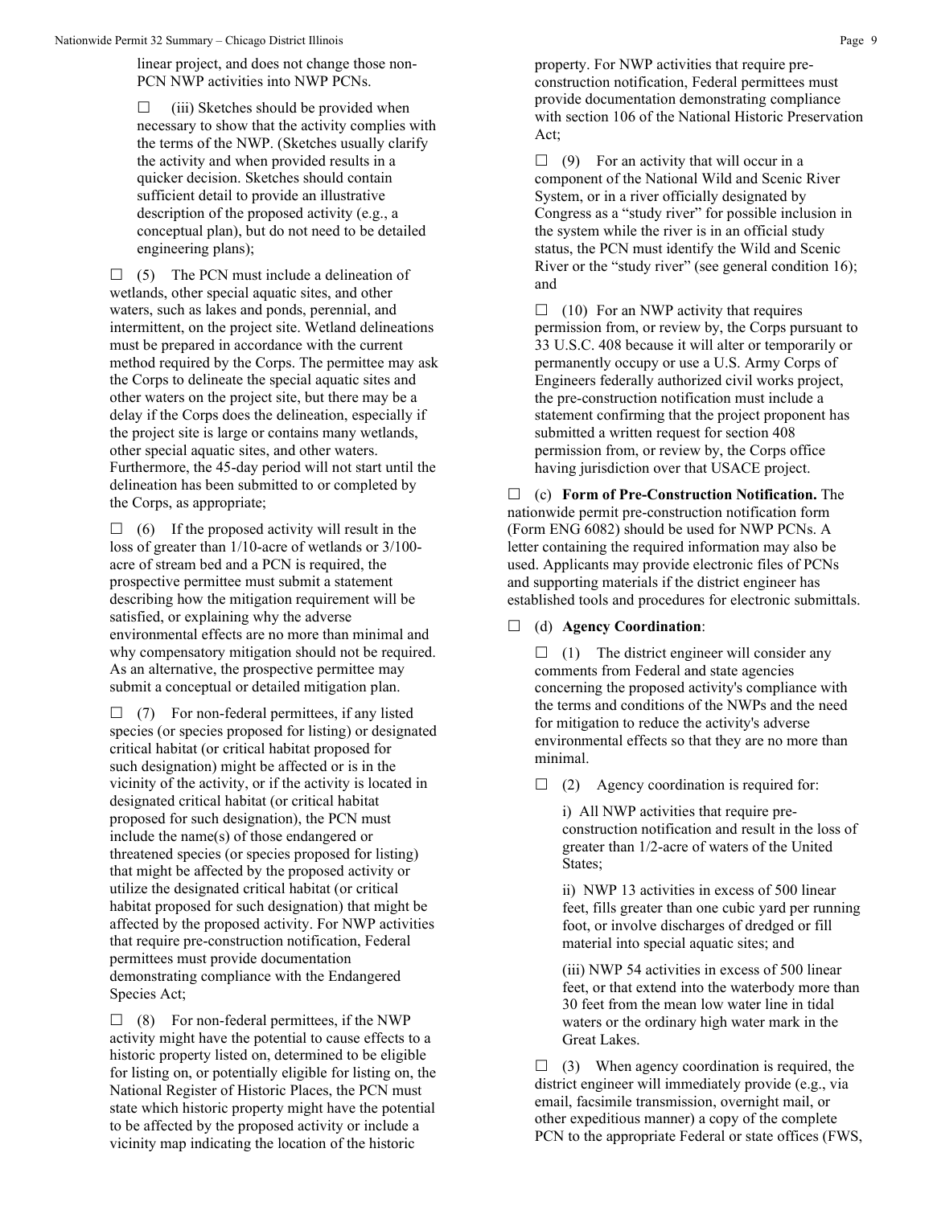linear project, and does not change those non-PCN NWP activities into NWP PCNs.

☐ (iii) Sketches should be provided when necessary to show that the activity complies with the terms of the NWP. (Sketches usually clarify the activity and when provided results in a quicker decision. Sketches should contain sufficient detail to provide an illustrative description of the proposed activity (e.g., a conceptual plan), but do not need to be detailed engineering plans);

☐ (5) The PCN must include a delineation of wetlands, other special aquatic sites, and other waters, such as lakes and ponds, perennial, and intermittent, on the project site. Wetland delineations must be prepared in accordance with the current method required by the Corps. The permittee may ask the Corps to delineate the special aquatic sites and other waters on the project site, but there may be a delay if the Corps does the delineation, especially if the project site is large or contains many wetlands, other special aquatic sites, and other waters. Furthermore, the 45-day period will not start until the delineation has been submitted to or completed by the Corps, as appropriate;

☐ (6) If the proposed activity will result in the loss of greater than 1/10-acre of wetlands or 3/100-acre of stream bed and a PCN is required, the prospective permittee must submit a statement describing how the mitigation requirement will be satisfied, or explaining why the adverse environmental effects are no more than minimal and why compensatory mitigation should not be required. As an alternative, the prospective permittee may submit a conceptual or detailed mitigation plan.

☐ (7) For non-federal permittees, if any listed species (or species proposed for listing) or designated critical habitat (or critical habitat proposed for such designation) might be affected or is in the vicinity of the activity, or if the activity is located in designated critical habitat (or critical habitat proposed for such designation), the PCN must include the name(s) of those endangered or threatened species (or species proposed for listing) that might be affected by the proposed activity or utilize the designated critical habitat (or critical habitat proposed for such designation) that might be affected by the proposed activity. For NWP activities that require pre-construction notification, Federal permittees must provide documentation demonstrating compliance with the Endangered Species Act;

☐ (8) For non-federal permittees, if the NWP activity might have the potential to cause effects to a historic property listed on, determined to be eligible for listing on, or potentially eligible for listing on, the National Register of Historic Places, the PCN must state which historic property might have the potential to be affected by the proposed activity or include a vicinity map indicating the location of the historic property. For NWP activities that require pre-construction notification, Federal permittees must provide documentation demonstrating compliance with section 106 of the National Historic Preservation Act;

☐ (9) For an activity that will occur in a component of the National Wild and Scenic River System, or in a river officially designated by Congress as a "study river" for possible inclusion in the system while the river is in an official study status, the PCN must identify the Wild and Scenic River or the "study river" (see general condition 16); and

☐ (10) For an NWP activity that requires permission from, or review by, the Corps pursuant to 33 U.S.C. 408 because it will alter or temporarily or permanently occupy or use a U.S. Army Corps of Engineers federally authorized civil works project, the pre-construction notification must include a statement confirming that the project proponent has submitted a written request for section 408 permission from, or review by, the Corps office having jurisdiction over that USACE project.

☐ (c) **Form of Pre-Construction Notification.** The nationwide permit pre-construction notification form (Form ENG 6082) should be used for NWP PCNs. A letter containing the required information may also be used. Applicants may provide electronic files of PCNs and supporting materials if the district engineer has established tools and procedures for electronic submittals.

☐ (d) **Agency Coordination**:

☐ (1) The district engineer will consider any comments from Federal and state agencies concerning the proposed activity's compliance with the terms and conditions of the NWPs and the need for mitigation to reduce the activity's adverse environmental effects so that they are no more than minimal.

☐ (2) Agency coordination is required for:

i) All NWP activities that require pre-construction notification and result in the loss of greater than 1/2-acre of waters of the United States;

ii) NWP 13 activities in excess of 500 linear feet, fills greater than one cubic yard per running foot, or involve discharges of dredged or fill material into special aquatic sites; and

(iii) NWP 54 activities in excess of 500 linear feet, or that extend into the waterbody more than 30 feet from the mean low water line in tidal waters or the ordinary high water mark in the Great Lakes.

☐ (3) When agency coordination is required, the district engineer will immediately provide (e.g., via email, facsimile transmission, overnight mail, or other expeditious manner) a copy of the complete PCN to the appropriate Federal or state offices (FWS,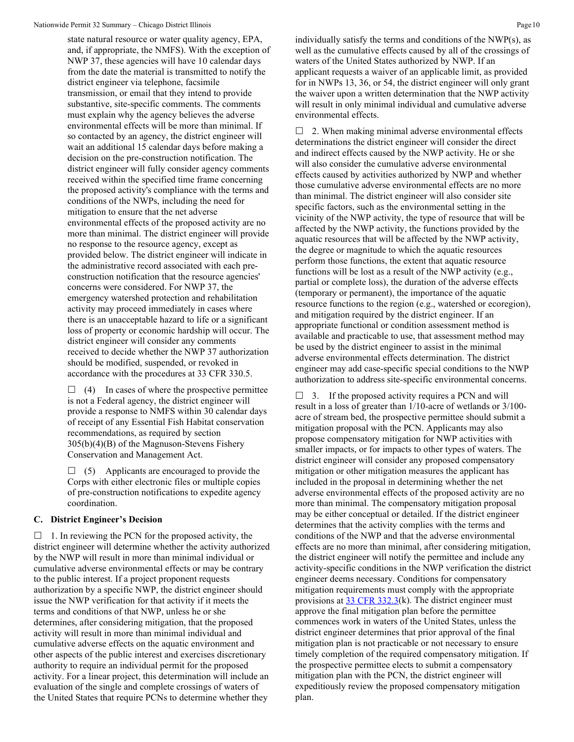state natural resource or water quality agency, EPA, and, if appropriate, the NMFS). With the exception of NWP 37, these agencies will have 10 calendar days from the date the material is transmitted to notify the district engineer via telephone, facsimile transmission, or email that they intend to provide substantive, site-specific comments. The comments must explain why the agency believes the adverse environmental effects will be more than minimal. If so contacted by an agency, the district engineer will wait an additional 15 calendar days before making a decision on the pre-construction notification. The district engineer will fully consider agency comments received within the specified time frame concerning the proposed activity's compliance with the terms and conditions of the NWPs, including the need for mitigation to ensure that the net adverse environmental effects of the proposed activity are no more than minimal. The district engineer will provide no response to the resource agency, except as provided below. The district engineer will indicate in the administrative record associated with each pre-construction notification that the resource agencies' concerns were considered. For NWP 37, the emergency watershed protection and rehabilitation activity may proceed immediately in cases where there is an unacceptable hazard to life or a significant loss of property or economic hardship will occur. The district engineer will consider any comments received to decide whether the NWP 37 authorization should be modified, suspended, or revoked in accordance with the procedures at 33 CFR 330.5.

☐ (4) In cases of where the prospective permittee is not a Federal agency, the district engineer will provide a response to NMFS within 30 calendar days of receipt of any Essential Fish Habitat conservation recommendations, as required by section 305(b)(4)(B) of the Magnuson-Stevens Fishery Conservation and Management Act.

☐ (5) Applicants are encouraged to provide the Corps with either electronic files or multiple copies of pre-construction notifications to expedite agency coordination.

### C. District Engineer's Decision

☐ 1. In reviewing the PCN for the proposed activity, the district engineer will determine whether the activity authorized by the NWP will result in more than minimal individual or cumulative adverse environmental effects or may be contrary to the public interest. If a project proponent requests authorization by a specific NWP, the district engineer should issue the NWP verification for that activity if it meets the terms and conditions of that NWP, unless he or she determines, after considering mitigation, that the proposed activity will result in more than minimal individual and cumulative adverse effects on the aquatic environment and other aspects of the public interest and exercises discretionary authority to require an individual permit for the proposed activity. For a linear project, this determination will include an evaluation of the single and complete crossings of waters of the United States that require PCNs to determine whether they individually satisfy the terms and conditions of the NWP(s), as well as the cumulative effects caused by all of the crossings of waters of the United States authorized by NWP. If an applicant requests a waiver of an applicable limit, as provided for in NWPs 13, 36, or 54, the district engineer will only grant the waiver upon a written determination that the NWP activity will result in only minimal individual and cumulative adverse environmental effects.

☐ 2. When making minimal adverse environmental effects determinations the district engineer will consider the direct and indirect effects caused by the NWP activity. He or she will also consider the cumulative adverse environmental effects caused by activities authorized by NWP and whether those cumulative adverse environmental effects are no more than minimal. The district engineer will also consider site specific factors, such as the environmental setting in the vicinity of the NWP activity, the type of resource that will be affected by the NWP activity, the functions provided by the aquatic resources that will be affected by the NWP activity, the degree or magnitude to which the aquatic resources perform those functions, the extent that aquatic resource functions will be lost as a result of the NWP activity (e.g., partial or complete loss), the duration of the adverse effects (temporary or permanent), the importance of the aquatic resource functions to the region (e.g., watershed or ecoregion), and mitigation required by the district engineer. If an appropriate functional or condition assessment method is available and practicable to use, that assessment method may be used by the district engineer to assist in the minimal adverse environmental effects determination. The district engineer may add case-specific special conditions to the NWP authorization to address site-specific environmental concerns.

☐ 3. If the proposed activity requires a PCN and will result in a loss of greater than 1/10-acre of wetlands or 3/100-acre of stream bed, the prospective permittee should submit a mitigation proposal with the PCN. Applicants may also propose compensatory mitigation for NWP activities with smaller impacts, or for impacts to other types of waters. The district engineer will consider any proposed compensatory mitigation or other mitigation measures the applicant has included in the proposal in determining whether the net adverse environmental effects of the proposed activity are no more than minimal. The compensatory mitigation proposal may be either conceptual or detailed. If the district engineer determines that the activity complies with the terms and conditions of the NWP and that the adverse environmental effects are no more than minimal, after considering mitigation, the district engineer will notify the permittee and include any activity-specific conditions in the NWP verification the district engineer deems necessary. Conditions for compensatory mitigation requirements must comply with the appropriate provisions at 33 CFR 332.3(k). The district engineer must approve the final mitigation plan before the permittee commences work in waters of the United States, unless the district engineer determines that prior approval of the final mitigation plan is not practicable or not necessary to ensure timely completion of the required compensatory mitigation. If the prospective permittee elects to submit a compensatory mitigation plan with the PCN, the district engineer will expeditiously review the proposed compensatory mitigation plan.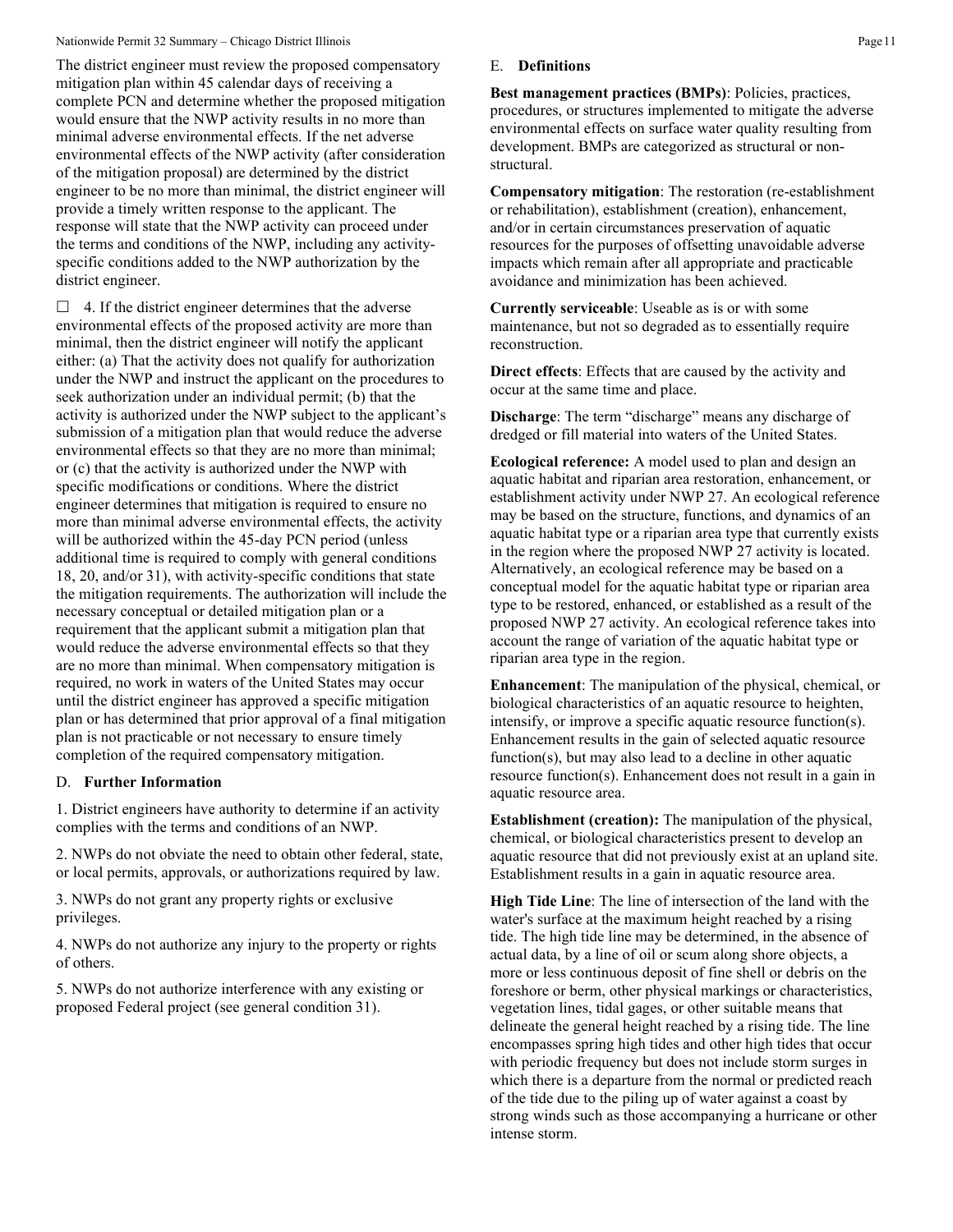The district engineer must review the proposed compensatory mitigation plan within 45 calendar days of receiving a complete PCN and determine whether the proposed mitigation would ensure that the NWP activity results in no more than minimal adverse environmental effects. If the net adverse environmental effects of the NWP activity (after consideration of the mitigation proposal) are determined by the district engineer to be no more than minimal, the district engineer will provide a timely written response to the applicant. The response will state that the NWP activity can proceed under the terms and conditions of the NWP, including any activity-specific conditions added to the NWP authorization by the district engineer.

☐ 4. If the district engineer determines that the adverse environmental effects of the proposed activity are more than minimal, then the district engineer will notify the applicant either: (a) That the activity does not qualify for authorization under the NWP and instruct the applicant on the procedures to seek authorization under an individual permit; (b) that the activity is authorized under the NWP subject to the applicant's submission of a mitigation plan that would reduce the adverse environmental effects so that they are no more than minimal; or (c) that the activity is authorized under the NWP with specific modifications or conditions. Where the district engineer determines that mitigation is required to ensure no more than minimal adverse environmental effects, the activity will be authorized within the 45-day PCN period (unless additional time is required to comply with general conditions 18, 20, and/or 31), with activity-specific conditions that state the mitigation requirements. The authorization will include the necessary conceptual or detailed mitigation plan or a requirement that the applicant submit a mitigation plan that would reduce the adverse environmental effects so that they are no more than minimal. When compensatory mitigation is required, no work in waters of the United States may occur until the district engineer has approved a specific mitigation plan or has determined that prior approval of a final mitigation plan is not practicable or not necessary to ensure timely completion of the required compensatory mitigation.

## D. Further Information

1. District engineers have authority to determine if an activity complies with the terms and conditions of an NWP.

2. NWPs do not obviate the need to obtain other federal, state, or local permits, approvals, or authorizations required by law.

3. NWPs do not grant any property rights or exclusive privileges.

4. NWPs do not authorize any injury to the property or rights of others.

5. NWPs do not authorize interference with any existing or proposed Federal project (see general condition 31).

## E. Definitions

**Best management practices (BMPs)**: Policies, practices, procedures, or structures implemented to mitigate the adverse environmental effects on surface water quality resulting from development. BMPs are categorized as structural or non-structural.

**Compensatory mitigation**: The restoration (re-establishment or rehabilitation), establishment (creation), enhancement, and/or in certain circumstances preservation of aquatic resources for the purposes of offsetting unavoidable adverse impacts which remain after all appropriate and practicable avoidance and minimization has been achieved.

**Currently serviceable**: Useable as is or with some maintenance, but not so degraded as to essentially require reconstruction.

**Direct effects**: Effects that are caused by the activity and occur at the same time and place.

**Discharge**: The term "discharge" means any discharge of dredged or fill material into waters of the United States.

**Ecological reference:** A model used to plan and design an aquatic habitat and riparian area restoration, enhancement, or establishment activity under NWP 27. An ecological reference may be based on the structure, functions, and dynamics of an aquatic habitat type or a riparian area type that currently exists in the region where the proposed NWP 27 activity is located. Alternatively, an ecological reference may be based on a conceptual model for the aquatic habitat type or riparian area type to be restored, enhanced, or established as a result of the proposed NWP 27 activity. An ecological reference takes into account the range of variation of the aquatic habitat type or riparian area type in the region.

**Enhancement**: The manipulation of the physical, chemical, or biological characteristics of an aquatic resource to heighten, intensify, or improve a specific aquatic resource function(s). Enhancement results in the gain of selected aquatic resource function(s), but may also lead to a decline in other aquatic resource function(s). Enhancement does not result in a gain in aquatic resource area.

**Establishment (creation):** The manipulation of the physical, chemical, or biological characteristics present to develop an aquatic resource that did not previously exist at an upland site. Establishment results in a gain in aquatic resource area.

**High Tide Line**: The line of intersection of the land with the water's surface at the maximum height reached by a rising tide. The high tide line may be determined, in the absence of actual data, by a line of oil or scum along shore objects, a more or less continuous deposit of fine shell or debris on the foreshore or berm, other physical markings or characteristics, vegetation lines, tidal gages, or other suitable means that delineate the general height reached by a rising tide. The line encompasses spring high tides and other high tides that occur with periodic frequency but does not include storm surges in which there is a departure from the normal or predicted reach of the tide due to the piling up of water against a coast by strong winds such as those accompanying a hurricane or other intense storm.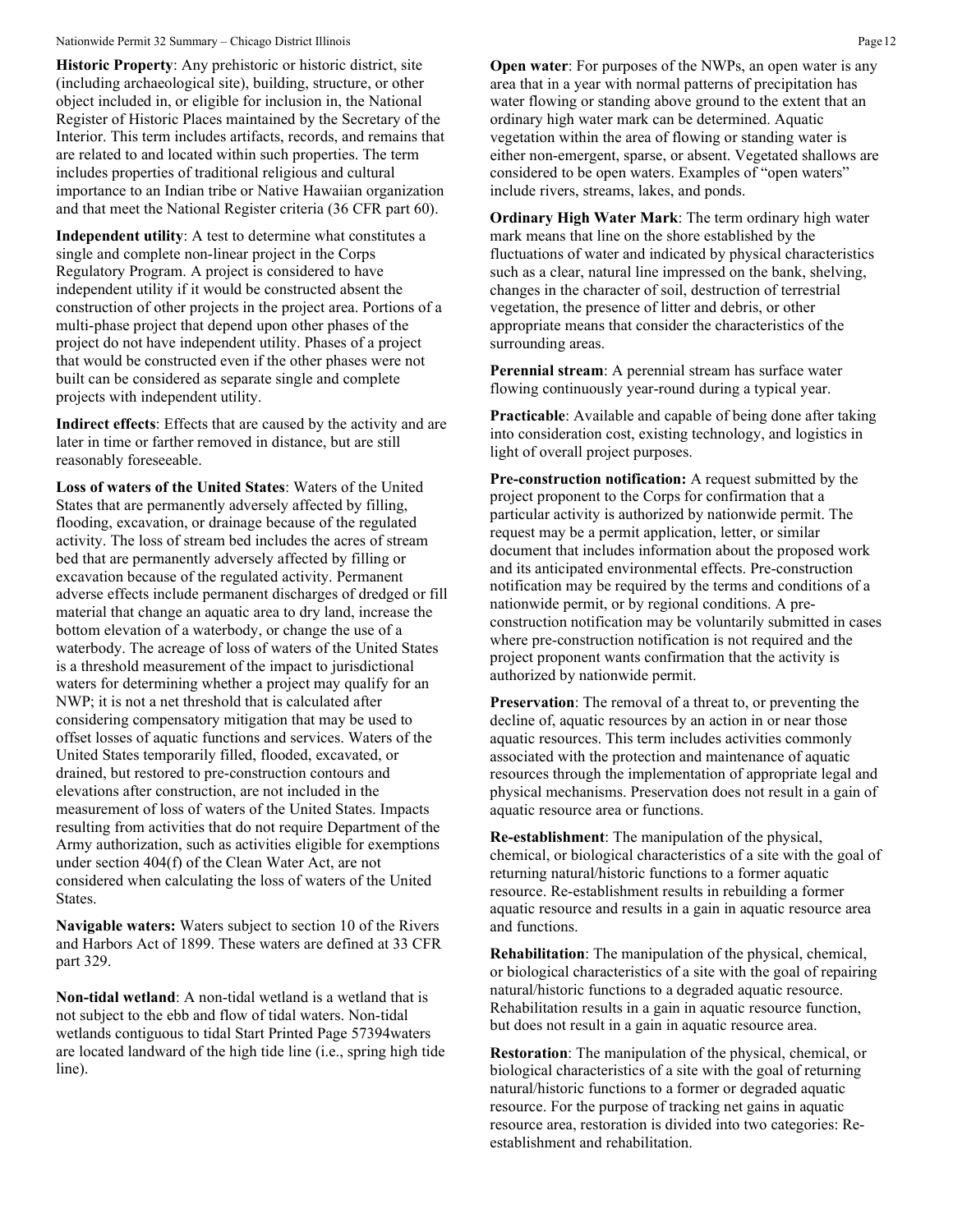**Historic Property**: Any prehistoric or historic district, site (including archaeological site), building, structure, or other object included in, or eligible for inclusion in, the National Register of Historic Places maintained by the Secretary of the Interior. This term includes artifacts, records, and remains that are related to and located within such properties. The term includes properties of traditional religious and cultural importance to an Indian tribe or Native Hawaiian organization and that meet the National Register criteria (36 CFR part 60).

**Independent utility**: A test to determine what constitutes a single and complete non-linear project in the Corps Regulatory Program. A project is considered to have independent utility if it would be constructed absent the construction of other projects in the project area. Portions of a multi-phase project that depend upon other phases of the project do not have independent utility. Phases of a project that would be constructed even if the other phases were not built can be considered as separate single and complete projects with independent utility.

**Indirect effects**: Effects that are caused by the activity and are later in time or farther removed in distance, but are still reasonably foreseeable.

**Loss of waters of the United States**: Waters of the United States that are permanently adversely affected by filling, flooding, excavation, or drainage because of the regulated activity. The loss of stream bed includes the acres of stream bed that are permanently adversely affected by filling or excavation because of the regulated activity. Permanent adverse effects include permanent discharges of dredged or fill material that change an aquatic area to dry land, increase the bottom elevation of a waterbody, or change the use of a waterbody. The acreage of loss of waters of the United States is a threshold measurement of the impact to jurisdictional waters for determining whether a project may qualify for an NWP; it is not a net threshold that is calculated after considering compensatory mitigation that may be used to offset losses of aquatic functions and services. Waters of the United States temporarily filled, flooded, excavated, or drained, but restored to pre-construction contours and elevations after construction, are not included in the measurement of loss of waters of the United States. Impacts resulting from activities that do not require Department of the Army authorization, such as activities eligible for exemptions under section 404(f) of the Clean Water Act, are not considered when calculating the loss of waters of the United States.

**Navigable waters:** Waters subject to section 10 of the Rivers and Harbors Act of 1899. These waters are defined at 33 CFR part 329.

**Non-tidal wetland**: A non-tidal wetland is a wetland that is not subject to the ebb and flow of tidal waters. Non-tidal wetlands contiguous to tidal Start Printed Page 57394waters are located landward of the high tide line (i.e., spring high tide line).

**Open water**: For purposes of the NWPs, an open water is any area that in a year with normal patterns of precipitation has water flowing or standing above ground to the extent that an ordinary high water mark can be determined. Aquatic vegetation within the area of flowing or standing water is either non-emergent, sparse, or absent. Vegetated shallows are considered to be open waters. Examples of "open waters" include rivers, streams, lakes, and ponds.

**Ordinary High Water Mark**: The term ordinary high water mark means that line on the shore established by the fluctuations of water and indicated by physical characteristics such as a clear, natural line impressed on the bank, shelving, changes in the character of soil, destruction of terrestrial vegetation, the presence of litter and debris, or other appropriate means that consider the characteristics of the surrounding areas.

**Perennial stream**: A perennial stream has surface water flowing continuously year-round during a typical year.

**Practicable**: Available and capable of being done after taking into consideration cost, existing technology, and logistics in light of overall project purposes.

**Pre-construction notification:** A request submitted by the project proponent to the Corps for confirmation that a particular activity is authorized by nationwide permit. The request may be a permit application, letter, or similar document that includes information about the proposed work and its anticipated environmental effects. Pre-construction notification may be required by the terms and conditions of a nationwide permit, or by regional conditions. A pre-construction notification may be voluntarily submitted in cases where pre-construction notification is not required and the project proponent wants confirmation that the activity is authorized by nationwide permit.

**Preservation**: The removal of a threat to, or preventing the decline of, aquatic resources by an action in or near those aquatic resources. This term includes activities commonly associated with the protection and maintenance of aquatic resources through the implementation of appropriate legal and physical mechanisms. Preservation does not result in a gain of aquatic resource area or functions.

**Re-establishment**: The manipulation of the physical, chemical, or biological characteristics of a site with the goal of returning natural/historic functions to a former aquatic resource. Re-establishment results in rebuilding a former aquatic resource and results in a gain in aquatic resource area and functions.

**Rehabilitation**: The manipulation of the physical, chemical, or biological characteristics of a site with the goal of repairing natural/historic functions to a degraded aquatic resource. Rehabilitation results in a gain in aquatic resource function, but does not result in a gain in aquatic resource area.

**Restoration**: The manipulation of the physical, chemical, or biological characteristics of a site with the goal of returning natural/historic functions to a former or degraded aquatic resource. For the purpose of tracking net gains in aquatic resource area, restoration is divided into two categories: Re-establishment and rehabilitation.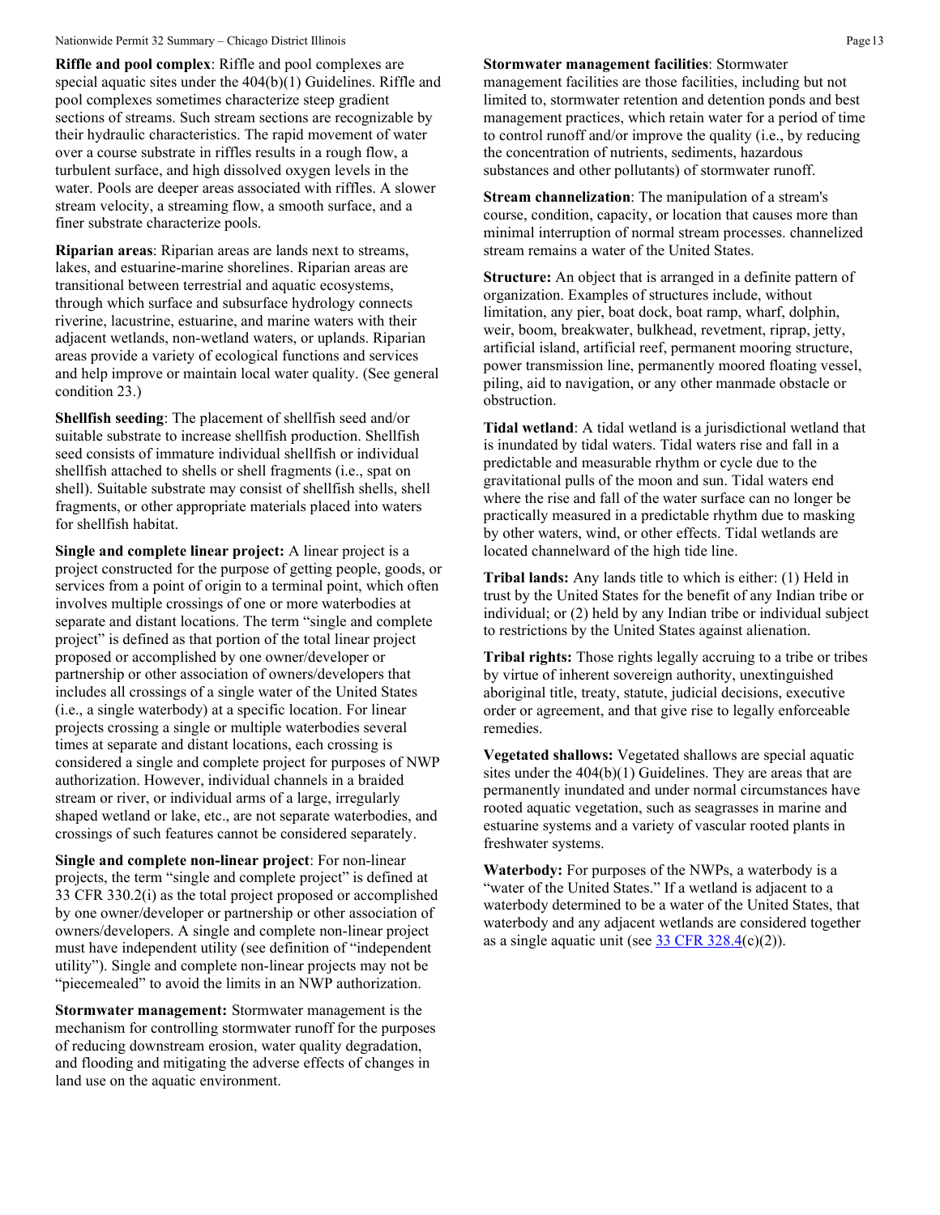**Riffle and pool complex**: Riffle and pool complexes are special aquatic sites under the 404(b)(1) Guidelines. Riffle and pool complexes sometimes characterize steep gradient sections of streams. Such stream sections are recognizable by their hydraulic characteristics. The rapid movement of water over a course substrate in riffles results in a rough flow, a turbulent surface, and high dissolved oxygen levels in the water. Pools are deeper areas associated with riffles. A slower stream velocity, a streaming flow, a smooth surface, and a finer substrate characterize pools.

**Riparian areas**: Riparian areas are lands next to streams, lakes, and estuarine-marine shorelines. Riparian areas are transitional between terrestrial and aquatic ecosystems, through which surface and subsurface hydrology connects riverine, lacustrine, estuarine, and marine waters with their adjacent wetlands, non-wetland waters, or uplands. Riparian areas provide a variety of ecological functions and services and help improve or maintain local water quality. (See general condition 23.)

**Shellfish seeding**: The placement of shellfish seed and/or suitable substrate to increase shellfish production. Shellfish seed consists of immature individual shellfish or individual shellfish attached to shells or shell fragments (i.e., spat on shell). Suitable substrate may consist of shellfish shells, shell fragments, or other appropriate materials placed into waters for shellfish habitat.

**Single and complete linear project:** A linear project is a project constructed for the purpose of getting people, goods, or services from a point of origin to a terminal point, which often involves multiple crossings of one or more waterbodies at separate and distant locations. The term "single and complete project" is defined as that portion of the total linear project proposed or accomplished by one owner/developer or partnership or other association of owners/developers that includes all crossings of a single water of the United States (i.e., a single waterbody) at a specific location. For linear projects crossing a single or multiple waterbodies several times at separate and distant locations, each crossing is considered a single and complete project for purposes of NWP authorization. However, individual channels in a braided stream or river, or individual arms of a large, irregularly shaped wetland or lake, etc., are not separate waterbodies, and crossings of such features cannot be considered separately.

**Single and complete non-linear project**: For non-linear projects, the term "single and complete project" is defined at 33 CFR 330.2(i) as the total project proposed or accomplished by one owner/developer or partnership or other association of owners/developers. A single and complete non-linear project must have independent utility (see definition of "independent utility"). Single and complete non-linear projects may not be "piecemealed" to avoid the limits in an NWP authorization.

**Stormwater management:** Stormwater management is the mechanism for controlling stormwater runoff for the purposes of reducing downstream erosion, water quality degradation, and flooding and mitigating the adverse effects of changes in land use on the aquatic environment.

**Stormwater management facilities**: Stormwater management facilities are those facilities, including but not limited to, stormwater retention and detention ponds and best management practices, which retain water for a period of time to control runoff and/or improve the quality (i.e., by reducing the concentration of nutrients, sediments, hazardous substances and other pollutants) of stormwater runoff.

**Stream channelization**: The manipulation of a stream's course, condition, capacity, or location that causes more than minimal interruption of normal stream processes. channelized stream remains a water of the United States.

**Structure:** An object that is arranged in a definite pattern of organization. Examples of structures include, without limitation, any pier, boat dock, boat ramp, wharf, dolphin, weir, boom, breakwater, bulkhead, revetment, riprap, jetty, artificial island, artificial reef, permanent mooring structure, power transmission line, permanently moored floating vessel, piling, aid to navigation, or any other manmade obstacle or obstruction.

**Tidal wetland**: A tidal wetland is a jurisdictional wetland that is inundated by tidal waters. Tidal waters rise and fall in a predictable and measurable rhythm or cycle due to the gravitational pulls of the moon and sun. Tidal waters end where the rise and fall of the water surface can no longer be practically measured in a predictable rhythm due to masking by other waters, wind, or other effects. Tidal wetlands are located channelward of the high tide line.

**Tribal lands:** Any lands title to which is either: (1) Held in trust by the United States for the benefit of any Indian tribe or individual; or (2) held by any Indian tribe or individual subject to restrictions by the United States against alienation.

**Tribal rights:** Those rights legally accruing to a tribe or tribes by virtue of inherent sovereign authority, unextinguished aboriginal title, treaty, statute, judicial decisions, executive order or agreement, and that give rise to legally enforceable remedies.

**Vegetated shallows:** Vegetated shallows are special aquatic sites under the 404(b)(1) Guidelines. They are areas that are permanently inundated and under normal circumstances have rooted aquatic vegetation, such as seagrasses in marine and estuarine systems and a variety of vascular rooted plants in freshwater systems.

**Waterbody:** For purposes of the NWPs, a waterbody is a "water of the United States." If a wetland is adjacent to a waterbody determined to be a water of the United States, that waterbody and any adjacent wetlands are considered together as a single aquatic unit (see 33 CFR 328.4(c)(2)).